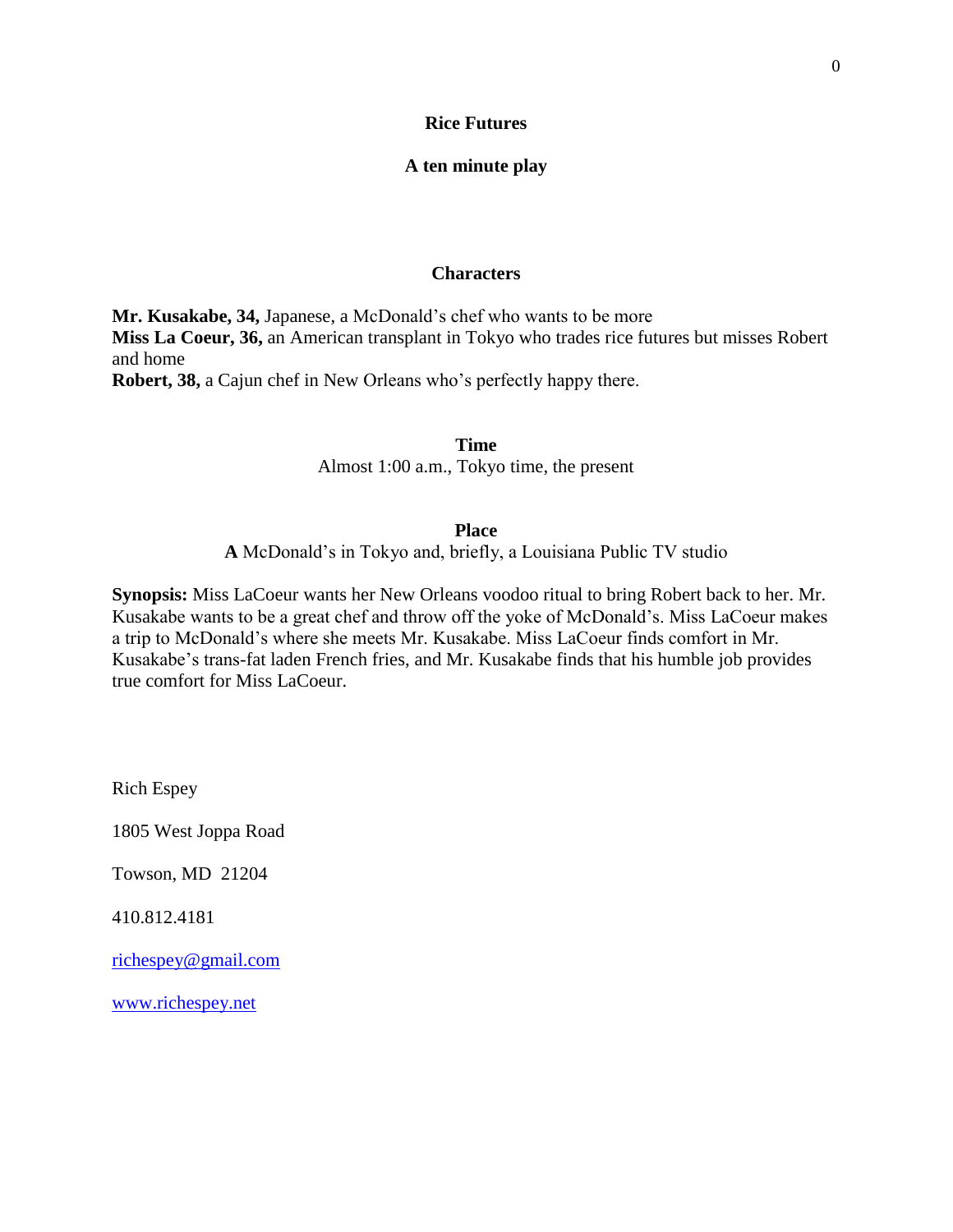# Rice Futures

## A ten minute play

### Characters

**Mr. Kusakabe, 34,** Japanese, a McDonald's chef who wants to be more
**Miss La Coeur, 36,** an American transplant in Tokyo who trades rice futures but misses Robert and home
**Robert, 38,** a Cajun chef in New Orleans who's perfectly happy there.

### Time

Almost 1:00 a.m., Tokyo time, the present

### Place

**A** McDonald's in Tokyo and, briefly, a Louisiana Public TV studio

**Synopsis:** Miss LaCoeur wants her New Orleans voodoo ritual to bring Robert back to her. Mr. Kusakabe wants to be a great chef and throw off the yoke of McDonald's. Miss LaCoeur makes a trip to McDonald's where she meets Mr. Kusakabe. Miss LaCoeur finds comfort in Mr. Kusakabe's trans-fat laden French fries, and Mr. Kusakabe finds that his humble job provides true comfort for Miss LaCoeur.

Rich Espey

1805 West Joppa Road

Towson, MD 21204

410.812.4181

richespey@gmail.com

www.richespey.net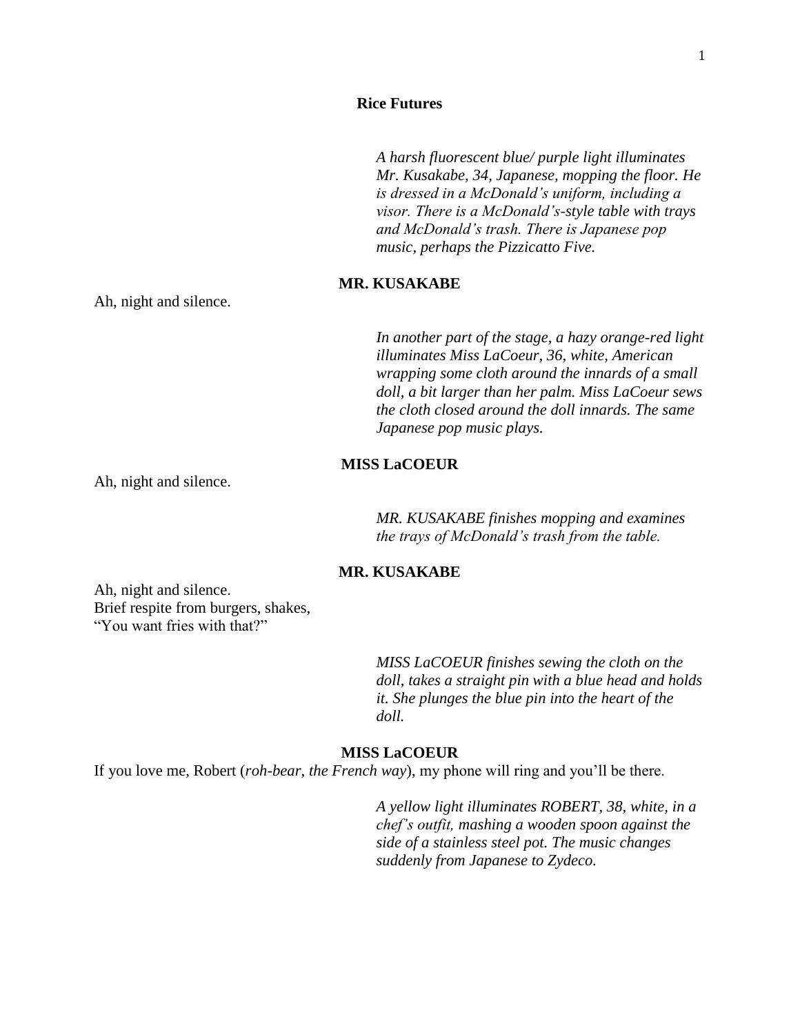**Rice Futures**

*A harsh fluorescent blue/ purple light illuminates Mr. Kusakabe, 34, Japanese, mopping the floor. He is dressed in a McDonald's uniform, including a visor. There is a McDonald's-style table with trays and McDonald's trash. There is Japanese pop music, perhaps the Pizzicatto Five.*

**MR. KUSAKABE**

Ah, night and silence.

*In another part of the stage, a hazy orange-red light illuminates Miss LaCoeur, 36, white, American wrapping some cloth around the innards of a small doll, a bit larger than her palm. Miss LaCoeur sews the cloth closed around the doll innards. The same Japanese pop music plays.*

**MISS LaCOEUR**

Ah, night and silence.

*MR. KUSAKABE finishes mopping and examines the trays of McDonald's trash from the table.*

**MR. KUSAKABE**

Ah, night and silence.
Brief respite from burgers, shakes,
"You want fries with that?"

*MISS LaCOEUR finishes sewing the cloth on the doll, takes a straight pin with a blue head and holds it. She plunges the blue pin into the heart of the doll.*

**MISS LaCOEUR**

If you love me, Robert (*roh-bear, the French way*), my phone will ring and you'll be there.

*A yellow light illuminates ROBERT, 38, white, in a chef's outfit, mashing a wooden spoon against the side of a stainless steel pot. The music changes suddenly from Japanese to Zydeco.*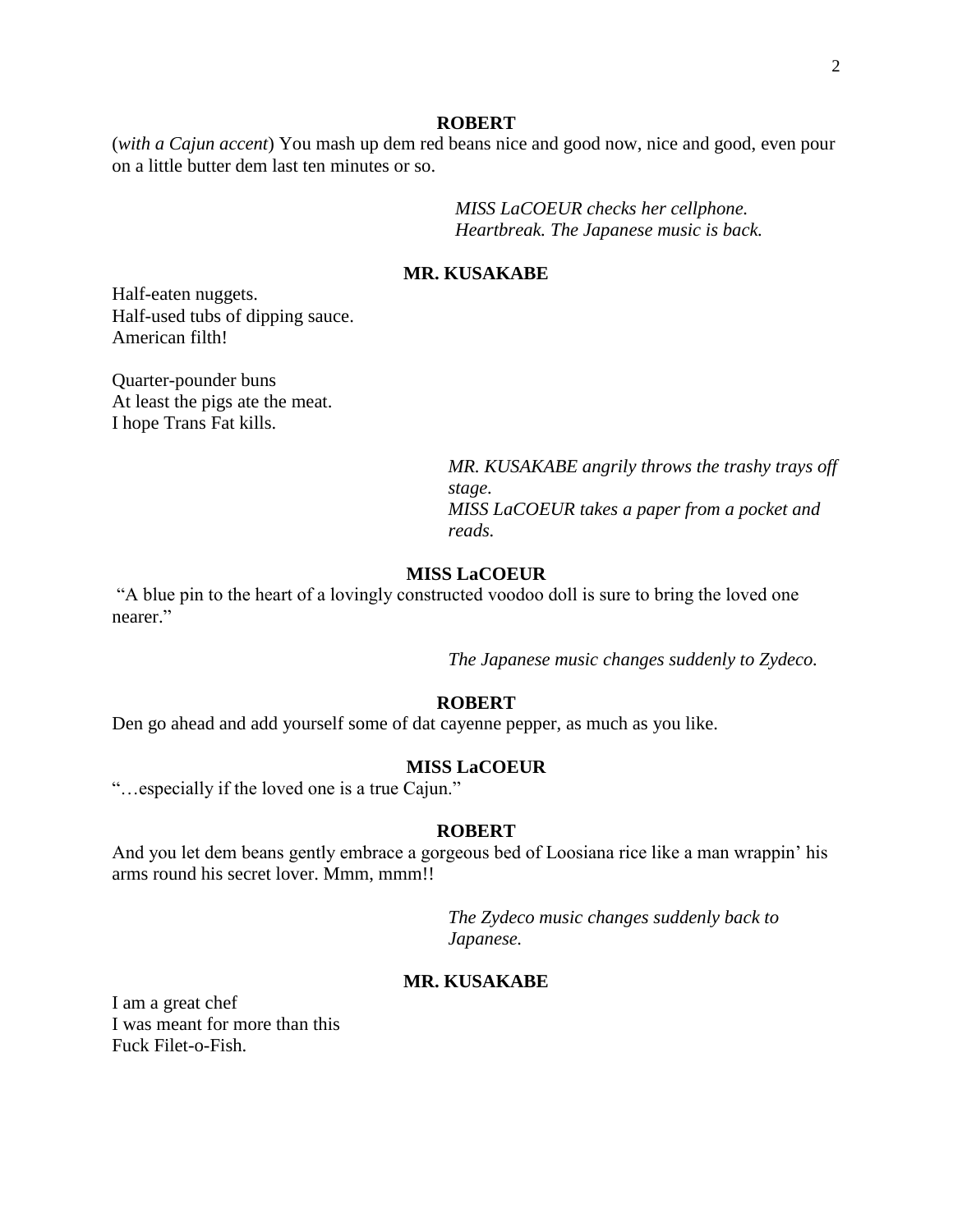**ROBERT**

(*with a Cajun accent*) You mash up dem red beans nice and good now, nice and good, even pour on a little butter dem last ten minutes or so.

*MISS LaCOEUR checks her cellphone. Heartbreak. The Japanese music is back.*

**MR. KUSAKABE**

Half-eaten nuggets.
Half-used tubs of dipping sauce.
American filth!

Quarter-pounder buns
At least the pigs ate the meat.
I hope Trans Fat kills.

*MR. KUSAKABE angrily throws the trashy trays off stage.*
*MISS LaCOEUR takes a paper from a pocket and reads.*

**MISS LaCOEUR**

"A blue pin to the heart of a lovingly constructed voodoo doll is sure to bring the loved one nearer."

*The Japanese music changes suddenly to Zydeco.*

**ROBERT**

Den go ahead and add yourself some of dat cayenne pepper, as much as you like.

**MISS LaCOEUR**

"…especially if the loved one is a true Cajun."

**ROBERT**

And you let dem beans gently embrace a gorgeous bed of Loosiana rice like a man wrappin' his arms round his secret lover. Mmm, mmm!!

*The Zydeco music changes suddenly back to Japanese.*

**MR. KUSAKABE**

I am a great chef
I was meant for more than this
Fuck Filet-o-Fish.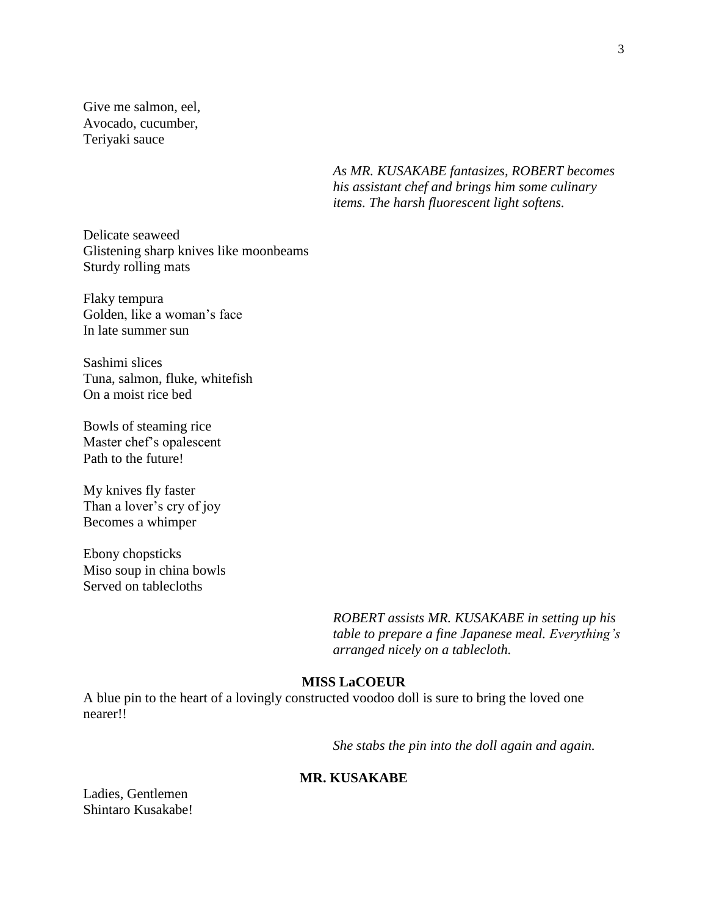Give me salmon, eel,
Avocado, cucumber,
Teriyaki sauce

*As MR. KUSAKABE fantasizes, ROBERT becomes his assistant chef and brings him some culinary items. The harsh fluorescent light softens.*

Delicate seaweed
Glistening sharp knives like moonbeams
Sturdy rolling mats

Flaky tempura
Golden, like a woman's face
In late summer sun

Sashimi slices
Tuna, salmon, fluke, whitefish
On a moist rice bed

Bowls of steaming rice
Master chef's opalescent
Path to the future!

My knives fly faster
Than a lover's cry of joy
Becomes a whimper

Ebony chopsticks
Miso soup in china bowls
Served on tablecloths

*ROBERT assists MR. KUSAKABE in setting up his table to prepare a fine Japanese meal. Everything's arranged nicely on a tablecloth.*

**MISS LaCOEUR**

A blue pin to the heart of a lovingly constructed voodoo doll is sure to bring the loved one nearer!!

*She stabs the pin into the doll again and again.*

**MR. KUSAKABE**

Ladies, Gentlemen
Shintaro Kusakabe!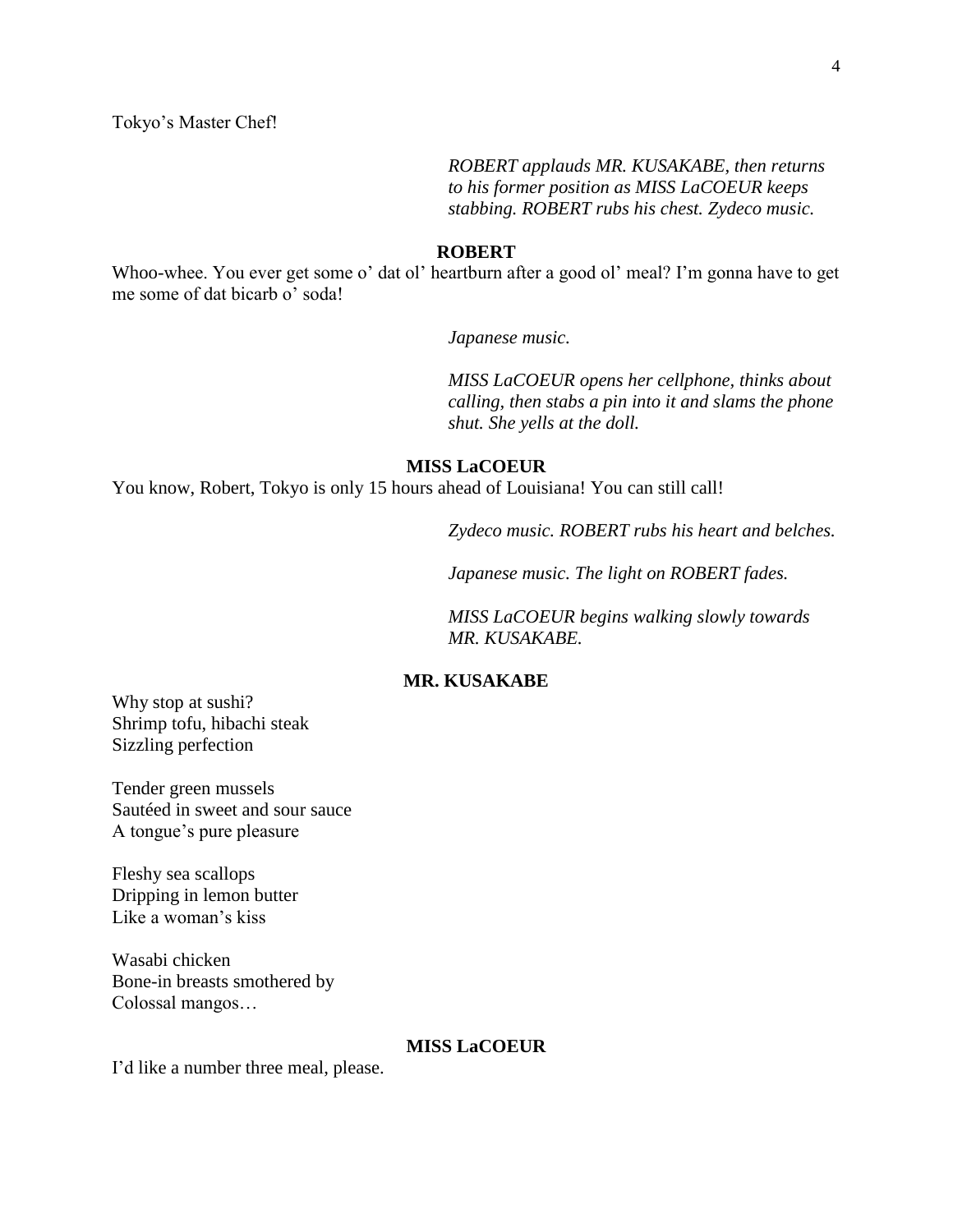Tokyo's Master Chef!

*ROBERT applauds MR. KUSAKABE, then returns to his former position as MISS LaCOEUR keeps stabbing. ROBERT rubs his chest. Zydeco music.*

**ROBERT**

Whoo-whee. You ever get some o' dat ol' heartburn after a good ol' meal? I'm gonna have to get me some of dat bicarb o' soda!

*Japanese music.*

*MISS LaCOEUR opens her cellphone, thinks about calling, then stabs a pin into it and slams the phone shut. She yells at the doll.*

**MISS LaCOEUR**

You know, Robert, Tokyo is only 15 hours ahead of Louisiana! You can still call!

*Zydeco music. ROBERT rubs his heart and belches.*

*Japanese music. The light on ROBERT fades.*

*MISS LaCOEUR begins walking slowly towards MR. KUSAKABE.*

**MR. KUSAKABE**

Why stop at sushi?  
Shrimp tofu, hibachi steak  
Sizzling perfection

Tender green mussels  
Sautéed in sweet and sour sauce  
A tongue's pure pleasure

Fleshy sea scallops  
Dripping in lemon butter  
Like a woman's kiss

Wasabi chicken  
Bone-in breasts smothered by  
Colossal mangos…

**MISS LaCOEUR**

I'd like a number three meal, please.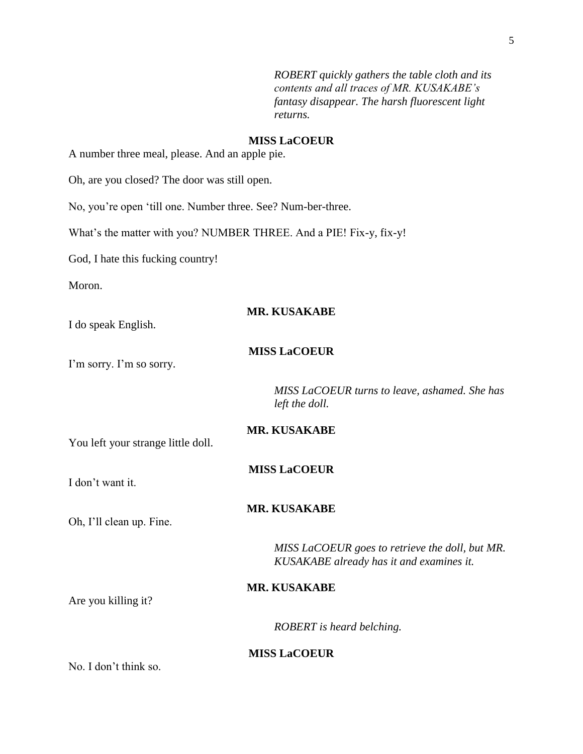*ROBERT quickly gathers the table cloth and its contents and all traces of MR. KUSAKABE's fantasy disappear. The harsh fluorescent light returns.*

**MISS LaCOEUR**

A number three meal, please. And an apple pie.

Oh, are you closed? The door was still open.

No, you're open 'till one. Number three. See? Num-ber-three.

What's the matter with you? NUMBER THREE. And a PIE! Fix-y, fix-y!

God, I hate this fucking country!

Moron.

**MR. KUSAKABE**

I do speak English.

**MISS LaCOEUR**

I'm sorry. I'm so sorry.

*MISS LaCOEUR turns to leave, ashamed. She has left the doll.*

**MR. KUSAKABE**

You left your strange little doll.

**MISS LaCOEUR**

I don't want it.

**MR. KUSAKABE**

Oh, I'll clean up. Fine.

*MISS LaCOEUR goes to retrieve the doll, but MR. KUSAKABE already has it and examines it.*

**MR. KUSAKABE**

Are you killing it?

*ROBERT is heard belching.*

**MISS LaCOEUR**

No. I don't think so.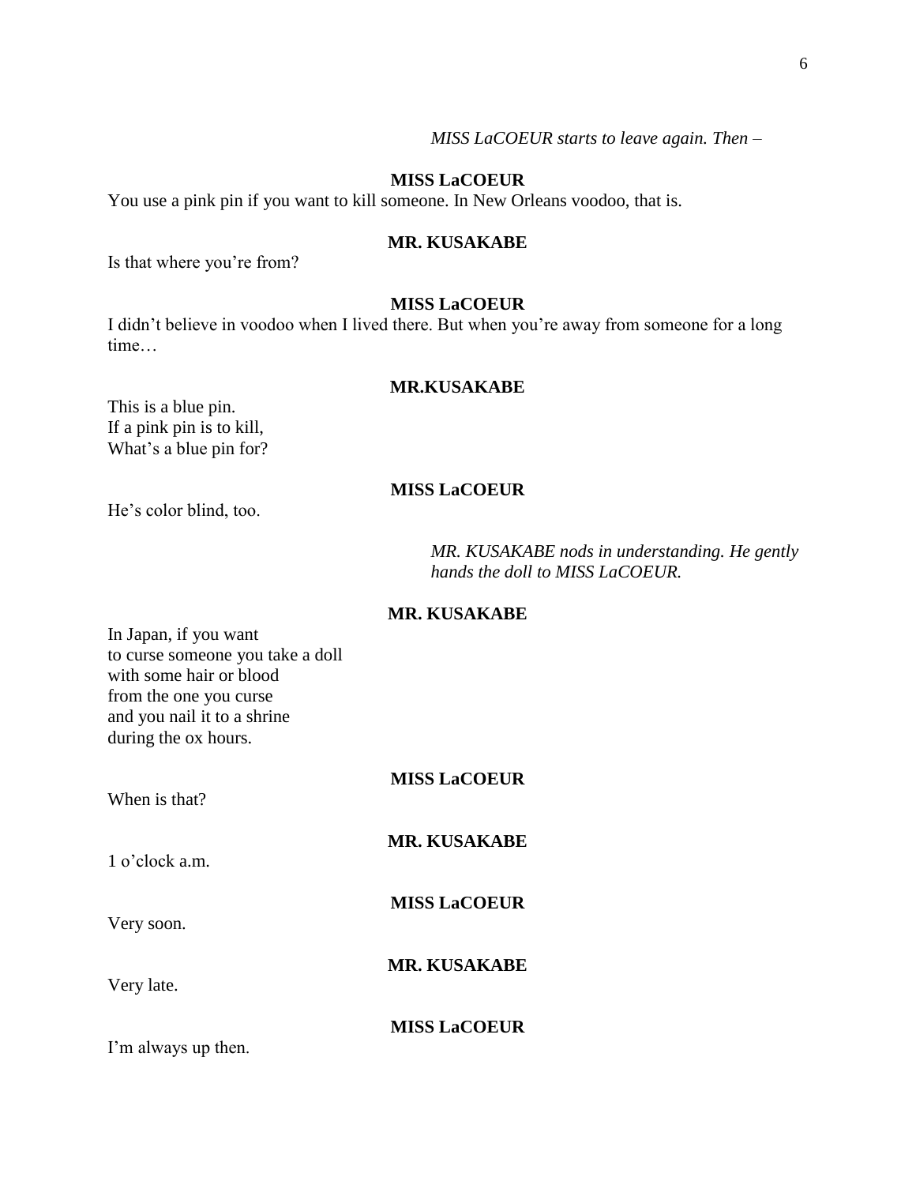*MISS LaCOEUR starts to leave again. Then –*

**MISS LaCOEUR**

You use a pink pin if you want to kill someone. In New Orleans voodoo, that is.

**MR. KUSAKABE**

Is that where you're from?

**MISS LaCOEUR**

I didn't believe in voodoo when I lived there. But when you're away from someone for a long time…

**MR.KUSAKABE**

This is a blue pin.
If a pink pin is to kill,
What's a blue pin for?

**MISS LaCOEUR**

He's color blind, too.

*MR. KUSAKABE nods in understanding. He gently hands the doll to MISS LaCOEUR.*

**MR. KUSAKABE**

In Japan, if you want
to curse someone you take a doll
with some hair or blood
from the one you curse
and you nail it to a shrine
during the ox hours.

**MISS LaCOEUR**

When is that?

**MR. KUSAKABE**

1 o'clock a.m.

**MISS LaCOEUR**

Very soon.

**MR. KUSAKABE**

Very late.

**MISS LaCOEUR**

I'm always up then.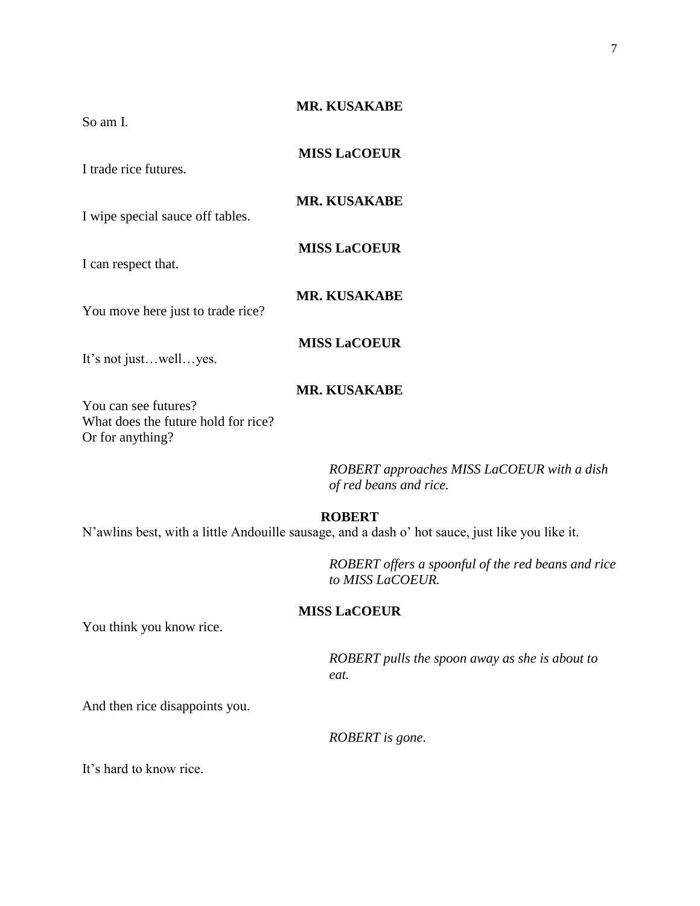**MR. KUSAKABE**

So am I.

**MISS LaCOEUR**

I trade rice futures.

**MR. KUSAKABE**

I wipe special sauce off tables.

**MISS LaCOEUR**

I can respect that.

**MR. KUSAKABE**

You move here just to trade rice?

**MISS LaCOEUR**

It's not just…well…yes.

**MR. KUSAKABE**

You can see futures?
What does the future hold for rice?
Or for anything?

*ROBERT approaches MISS LaCOEUR with a dish of red beans and rice.*

**ROBERT**

N'awlins best, with a little Andouille sausage, and a dash o' hot sauce, just like you like it.

*ROBERT offers a spoonful of the red beans and rice to MISS LaCOEUR.*

**MISS LaCOEUR**

You think you know rice.

*ROBERT pulls the spoon away as she is about to eat.*

And then rice disappoints you.

*ROBERT is gone.*

It's hard to know rice.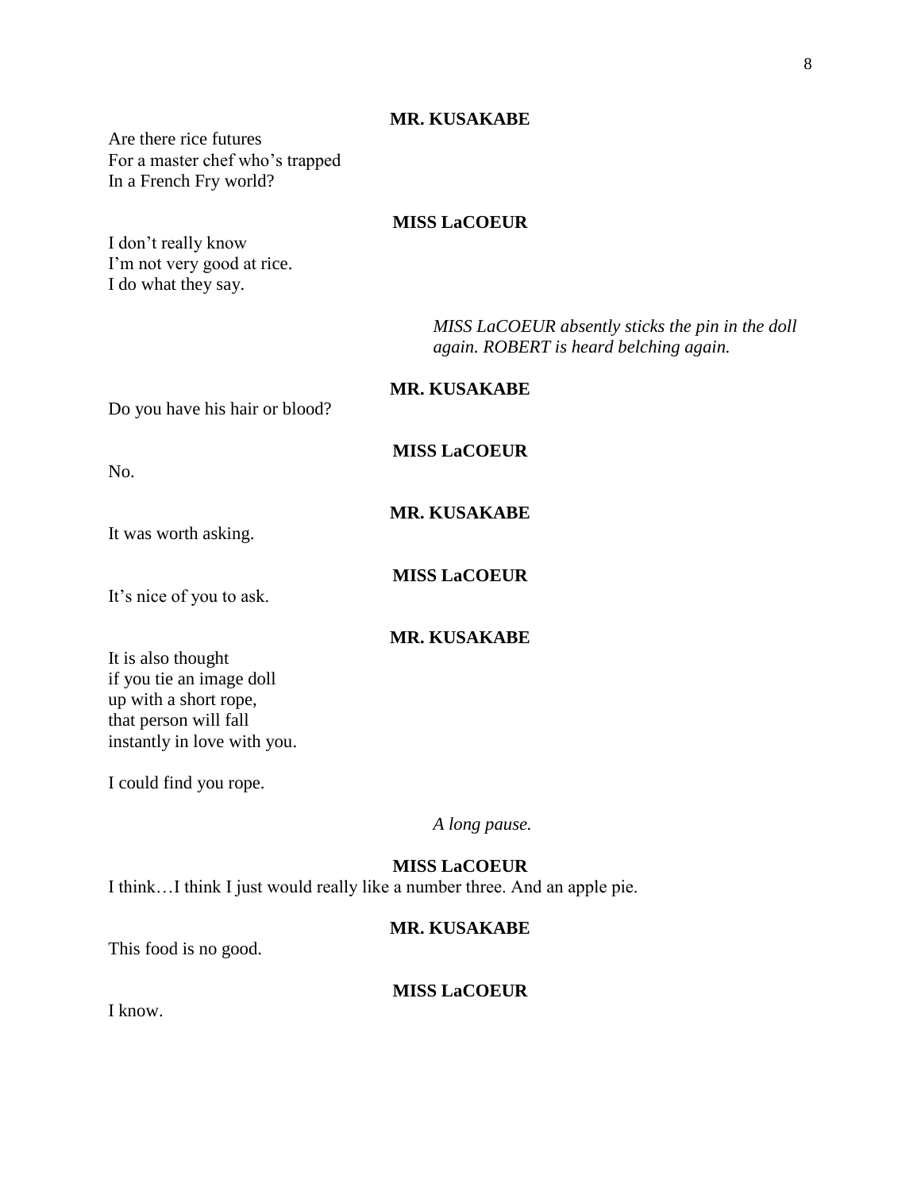**MR. KUSAKABE**

Are there rice futures
For a master chef who's trapped
In a French Fry world?

**MISS LaCOEUR**

I don't really know
I'm not very good at rice.
I do what they say.

*MISS LaCOEUR absently sticks the pin in the doll again. ROBERT is heard belching again.*

**MR. KUSAKABE**

Do you have his hair or blood?

**MISS LaCOEUR**

No.

**MR. KUSAKABE**

It was worth asking.

**MISS LaCOEUR**

It's nice of you to ask.

**MR. KUSAKABE**

It is also thought
if you tie an image doll
up with a short rope,
that person will fall
instantly in love with you.

I could find you rope.

*A long pause.*

**MISS LaCOEUR**

I think…I think I just would really like a number three. And an apple pie.

**MR. KUSAKABE**

This food is no good.

**MISS LaCOEUR**

I know.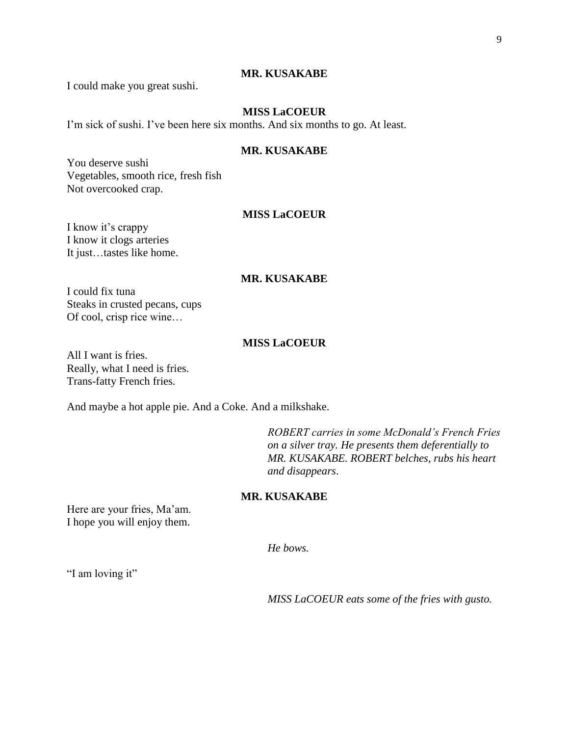**MR. KUSAKABE**

I could make you great sushi.

**MISS LaCOEUR**

I'm sick of sushi. I've been here six months. And six months to go. At least.

**MR. KUSAKABE**

You deserve sushi  
Vegetables, smooth rice, fresh fish  
Not overcooked crap.

**MISS LaCOEUR**

I know it's crappy  
I know it clogs arteries  
It just…tastes like home.

**MR. KUSAKABE**

I could fix tuna  
Steaks in crusted pecans, cups  
Of cool, crisp rice wine…

**MISS LaCOEUR**

All I want is fries.  
Really, what I need is fries.  
Trans-fatty French fries.

And maybe a hot apple pie. And a Coke. And a milkshake.

*ROBERT carries in some McDonald's French Fries on a silver tray. He presents them deferentially to MR. KUSAKABE. ROBERT belches, rubs his heart and disappears.*

**MR. KUSAKABE**

Here are your fries, Ma'am.  
I hope you will enjoy them.

*He bows.*

"I am loving it"

*MISS LaCOEUR eats some of the fries with gusto.*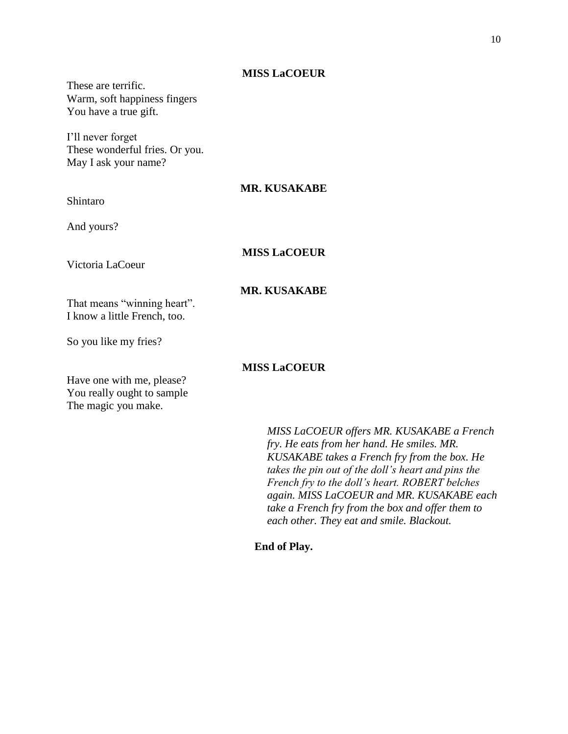**MISS LaCOEUR**

These are terrific.
Warm, soft happiness fingers
You have a true gift.

I'll never forget
These wonderful fries. Or you.
May I ask your name?

**MR. KUSAKABE**

Shintaro

And yours?

**MISS LaCOEUR**

Victoria LaCoeur

**MR. KUSAKABE**

That means "winning heart".
I know a little French, too.

So you like my fries?

**MISS LaCOEUR**

Have one with me, please?
You really ought to sample
The magic you make.

*MISS LaCOEUR offers MR. KUSAKABE a French fry. He eats from her hand. He smiles. MR. KUSAKABE takes a French fry from the box. He takes the pin out of the doll's heart and pins the French fry to the doll's heart. ROBERT belches again. MISS LaCOEUR and MR. KUSAKABE each take a French fry from the box and offer them to each other. They eat and smile. Blackout.*

**End of Play.**